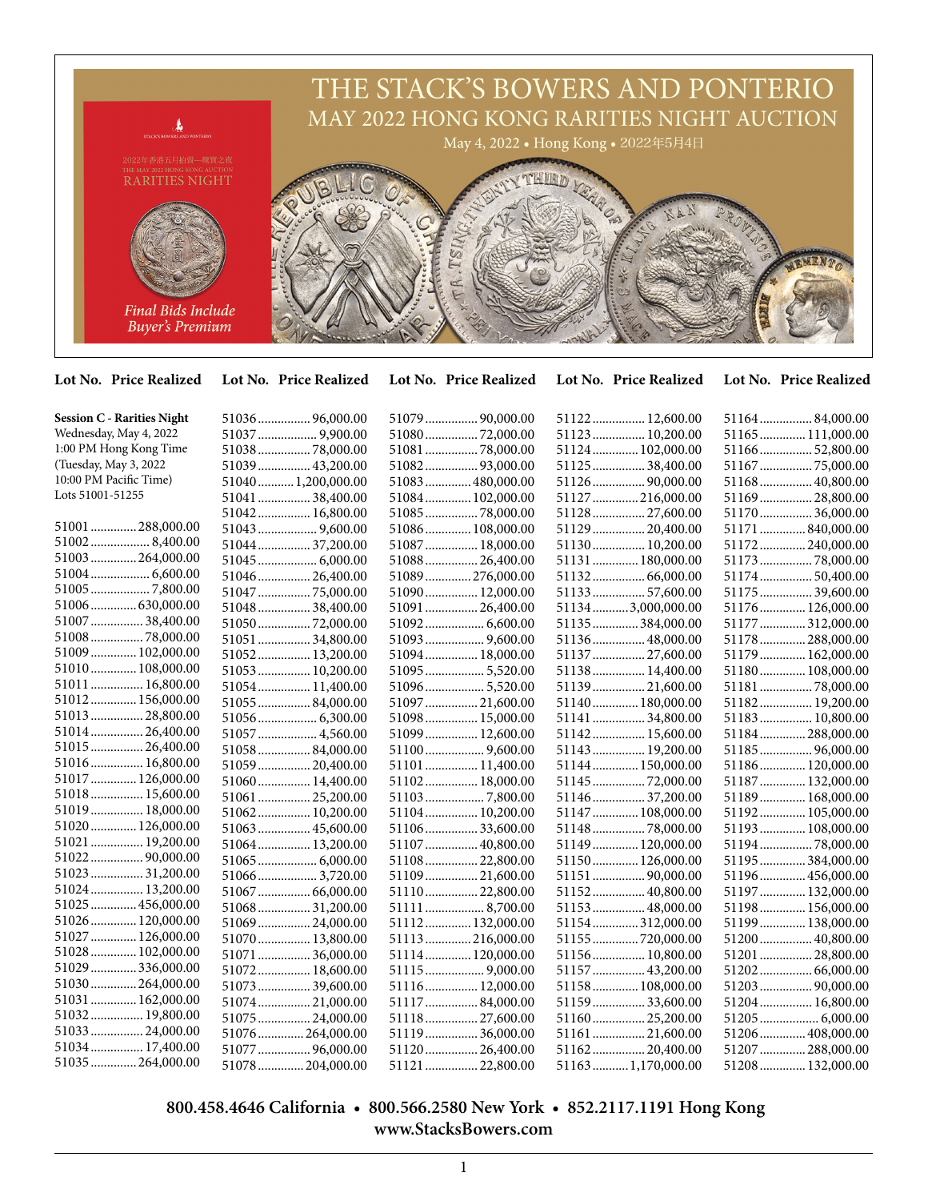# THE STACK'S BOWERS AND PONTERIO

## MAY 2022 HONG KONG RARITIES NIGHT AUCTION

May 4, 2022 • Hong Kong • 2022年5月4日

*Final Bids Include Buyer's Premium*

**Session C - Rarities Night**
Wednesday, May 4, 2022
1:00 PM Hong Kong Time
(Tuesday, May 3, 2022
10:00 PM Pacific Time)
Lots 51001-51255

| Lot No. | Price Realized |
|---|---|
| 51001 | 288,000.00 |
| 51002 | 8,400.00 |
| 51003 | 264,000.00 |
| 51004 | 6,600.00 |
| 51005 | 7,800.00 |
| 51006 | 630,000.00 |
| 51007 | 38,400.00 |
| 51008 | 78,000.00 |
| 51009 | 102,000.00 |
| 51010 | 108,000.00 |
| 51011 | 16,800.00 |
| 51012 | 156,000.00 |
| 51013 | 28,800.00 |
| 51014 | 26,400.00 |
| 51015 | 26,400.00 |
| 51016 | 16,800.00 |
| 51017 | 126,000.00 |
| 51018 | 15,600.00 |
| 51019 | 18,000.00 |
| 51020 | 126,000.00 |
| 51021 | 19,200.00 |
| 51022 | 90,000.00 |
| 51023 | 31,200.00 |
| 51024 | 13,200.00 |
| 51025 | 456,000.00 |
| 51026 | 120,000.00 |
| 51027 | 126,000.00 |
| 51028 | 102,000.00 |
| 51029 | 336,000.00 |
| 51030 | 264,000.00 |
| 51031 | 162,000.00 |
| 51032 | 19,800.00 |
| 51033 | 24,000.00 |
| 51034 | 17,400.00 |
| 51035 | 264,000.00 |
| 51036 | 96,000.00 |
| 51037 | 9,900.00 |
| 51038 | 78,000.00 |
| 51039 | 43,200.00 |
| 51040 | 1,200,000.00 |
| 51041 | 38,400.00 |
| 51042 | 16,800.00 |
| 51043 | 9,600.00 |
| 51044 | 37,200.00 |
| 51045 | 6,000.00 |
| 51046 | 26,400.00 |
| 51047 | 75,000.00 |
| 51048 | 38,400.00 |
| 51050 | 72,000.00 |
| 51051 | 34,800.00 |
| 51052 | 13,200.00 |
| 51053 | 10,200.00 |
| 51054 | 11,400.00 |
| 51055 | 84,000.00 |
| 51056 | 6,300.00 |
| 51057 | 4,560.00 |
| 51058 | 84,000.00 |
| 51059 | 20,400.00 |
| 51060 | 14,400.00 |
| 51061 | 25,200.00 |
| 51062 | 10,200.00 |
| 51063 | 45,600.00 |
| 51064 | 13,200.00 |
| 51065 | 6,000.00 |
| 51066 | 3,720.00 |
| 51067 | 66,000.00 |
| 51068 | 31,200.00 |
| 51069 | 24,000.00 |
| 51070 | 13,800.00 |
| 51071 | 36,000.00 |
| 51072 | 18,600.00 |
| 51073 | 39,600.00 |
| 51074 | 21,000.00 |
| 51075 | 24,000.00 |
| 51076 | 264,000.00 |
| 51077 | 96,000.00 |
| 51078 | 204,000.00 |
| 51079 | 90,000.00 |
| 51080 | 72,000.00 |
| 51081 | 78,000.00 |
| 51082 | 93,000.00 |
| 51083 | 480,000.00 |
| 51084 | 102,000.00 |
| 51085 | 78,000.00 |
| 51086 | 108,000.00 |
| 51087 | 18,000.00 |
| 51088 | 26,400.00 |
| 51089 | 276,000.00 |
| 51090 | 12,000.00 |
| 51091 | 26,400.00 |
| 51092 | 6,600.00 |
| 51093 | 9,600.00 |
| 51094 | 18,000.00 |
| 51095 | 5,520.00 |
| 51096 | 5,520.00 |
| 51097 | 21,600.00 |
| 51098 | 15,000.00 |
| 51099 | 12,600.00 |
| 51100 | 9,600.00 |
| 51101 | 11,400.00 |
| 51102 | 18,000.00 |
| 51103 | 7,800.00 |
| 51104 | 10,200.00 |
| 51106 | 33,600.00 |
| 51107 | 40,800.00 |
| 51108 | 22,800.00 |
| 51109 | 21,600.00 |
| 51110 | 22,800.00 |
| 51111 | 8,700.00 |
| 51112 | 132,000.00 |
| 51113 | 216,000.00 |
| 51114 | 120,000.00 |
| 51115 | 9,000.00 |
| 51116 | 12,000.00 |
| 51117 | 84,000.00 |
| 51118 | 27,600.00 |
| 51119 | 36,000.00 |
| 51120 | 26,400.00 |
| 51121 | 22,800.00 |
| 51122 | 12,600.00 |
| 51123 | 10,200.00 |
| 51124 | 102,000.00 |
| 51125 | 38,400.00 |
| 51126 | 90,000.00 |
| 51127 | 216,000.00 |
| 51128 | 27,600.00 |
| 51129 | 20,400.00 |
| 51130 | 10,200.00 |
| 51131 | 180,000.00 |
| 51132 | 66,000.00 |
| 51133 | 57,600.00 |
| 51134 | 3,000,000.00 |
| 51135 | 384,000.00 |
| 51136 | 48,000.00 |
| 51137 | 27,600.00 |
| 51138 | 14,400.00 |
| 51139 | 21,600.00 |
| 51140 | 180,000.00 |
| 51141 | 34,800.00 |
| 51142 | 15,600.00 |
| 51143 | 19,200.00 |
| 51144 | 150,000.00 |
| 51145 | 72,000.00 |
| 51146 | 37,200.00 |
| 51147 | 108,000.00 |
| 51148 | 78,000.00 |
| 51149 | 120,000.00 |
| 51150 | 126,000.00 |
| 51151 | 90,000.00 |
| 51152 | 40,800.00 |
| 51153 | 48,000.00 |
| 51154 | 312,000.00 |
| 51155 | 720,000.00 |
| 51156 | 10,800.00 |
| 51157 | 43,200.00 |
| 51158 | 108,000.00 |
| 51159 | 33,600.00 |
| 51160 | 25,200.00 |
| 51161 | 21,600.00 |
| 51162 | 20,400.00 |
| 51163 | 1,170,000.00 |
| 51164 | 84,000.00 |
| 51165 | 111,000.00 |
| 51166 | 52,800.00 |
| 51167 | 75,000.00 |
| 51168 | 40,800.00 |
| 51169 | 28,800.00 |
| 51170 | 36,000.00 |
| 51171 | 840,000.00 |
| 51172 | 240,000.00 |
| 51173 | 78,000.00 |
| 51174 | 50,400.00 |
| 51175 | 39,600.00 |
| 51176 | 126,000.00 |
| 51177 | 312,000.00 |
| 51178 | 288,000.00 |
| 51179 | 162,000.00 |
| 51180 | 108,000.00 |
| 51181 | 78,000.00 |
| 51182 | 19,200.00 |
| 51183 | 10,800.00 |
| 51184 | 288,000.00 |
| 51185 | 96,000.00 |
| 51186 | 120,000.00 |
| 51187 | 132,000.00 |
| 51189 | 168,000.00 |
| 51192 | 105,000.00 |
| 51193 | 108,000.00 |
| 51194 | 78,000.00 |
| 51195 | 384,000.00 |
| 51196 | 456,000.00 |
| 51197 | 132,000.00 |
| 51198 | 156,000.00 |
| 51199 | 138,000.00 |
| 51200 | 40,800.00 |
| 51201 | 28,800.00 |
| 51202 | 66,000.00 |
| 51203 | 90,000.00 |
| 51204 | 16,800.00 |
| 51205 | 6,000.00 |
| 51206 | 408,000.00 |
| 51207 | 288,000.00 |
| 51208 | 132,000.00 |

**800.458.4646 California • 800.566.2580 New York • 852.2117.1191 Hong Kong**
**www.StacksBowers.com**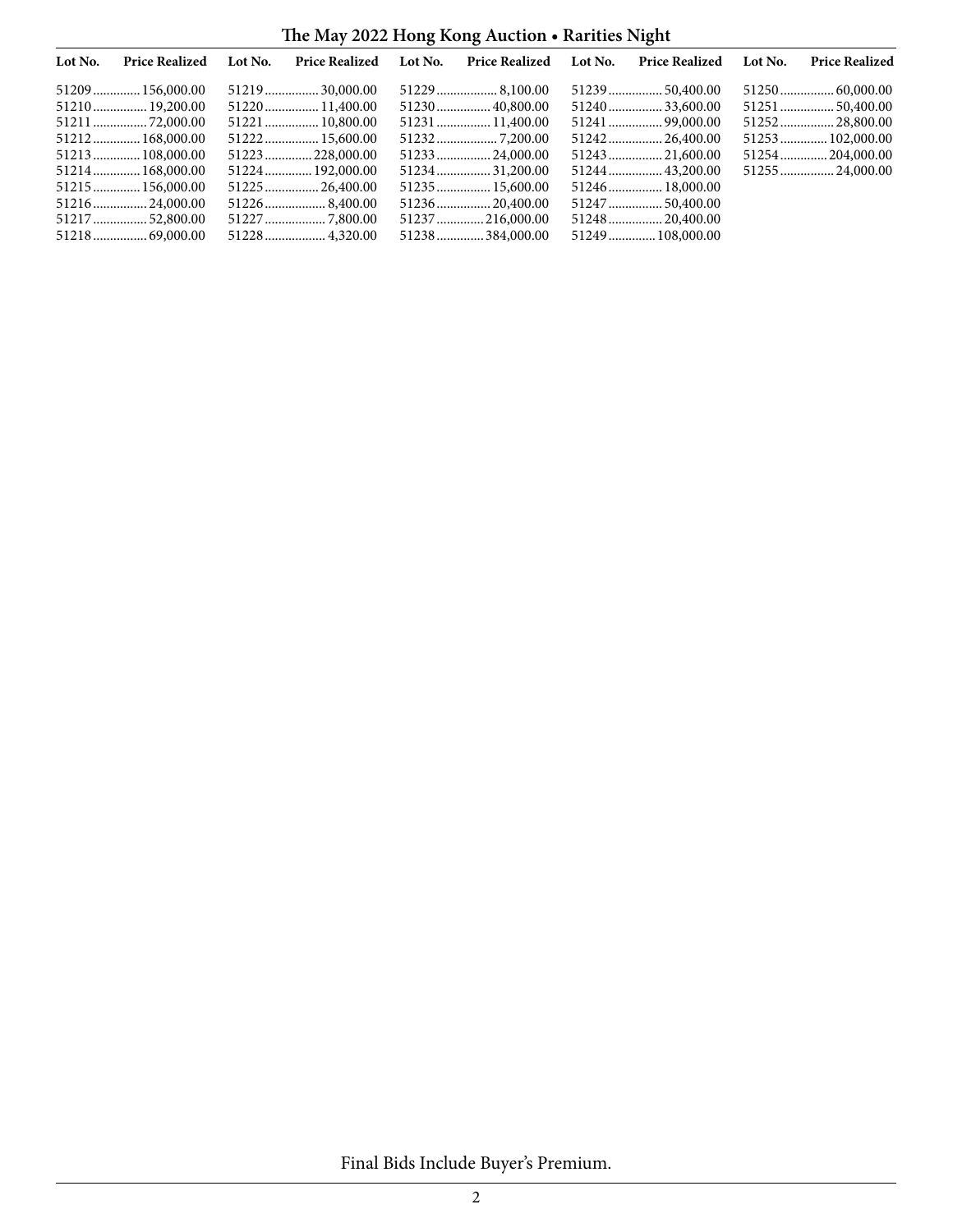# The May 2022 Hong Kong Auction • Rarities Night

| Lot No. | Price Realized | Lot No. | Price Realized | Lot No. | Price Realized | Lot No. | Price Realized | Lot No. | Price Realized |
|---|---|---|---|---|---|---|---|---|---|
| 51209 | 156,000.00 | 51219 | 30,000.00 | 51229 | 8,100.00 | 51239 | 50,400.00 | 51250 | 60,000.00 |
| 51210 | 19,200.00 | 51220 | 11,400.00 | 51230 | 40,800.00 | 51240 | 33,600.00 | 51251 | 50,400.00 |
| 51211 | 72,000.00 | 51221 | 10,800.00 | 51231 | 11,400.00 | 51241 | 99,000.00 | 51252 | 28,800.00 |
| 51212 | 168,000.00 | 51222 | 15,600.00 | 51232 | 7,200.00 | 51242 | 26,400.00 | 51253 | 102,000.00 |
| 51213 | 108,000.00 | 51223 | 228,000.00 | 51233 | 24,000.00 | 51243 | 21,600.00 | 51254 | 204,000.00 |
| 51214 | 168,000.00 | 51224 | 192,000.00 | 51234 | 31,200.00 | 51244 | 43,200.00 | 51255 | 24,000.00 |
| 51215 | 156,000.00 | 51225 | 26,400.00 | 51235 | 15,600.00 | 51246 | 18,000.00 | | |
| 51216 | 24,000.00 | 51226 | 8,400.00 | 51236 | 20,400.00 | 51247 | 50,400.00 | | |
| 51217 | 52,800.00 | 51227 | 7,800.00 | 51237 | 216,000.00 | 51248 | 20,400.00 | | |
| 51218 | 69,000.00 | 51228 | 4,320.00 | 51238 | 384,000.00 | 51249 | 108,000.00 | | |

Final Bids Include Buyer's Premium.